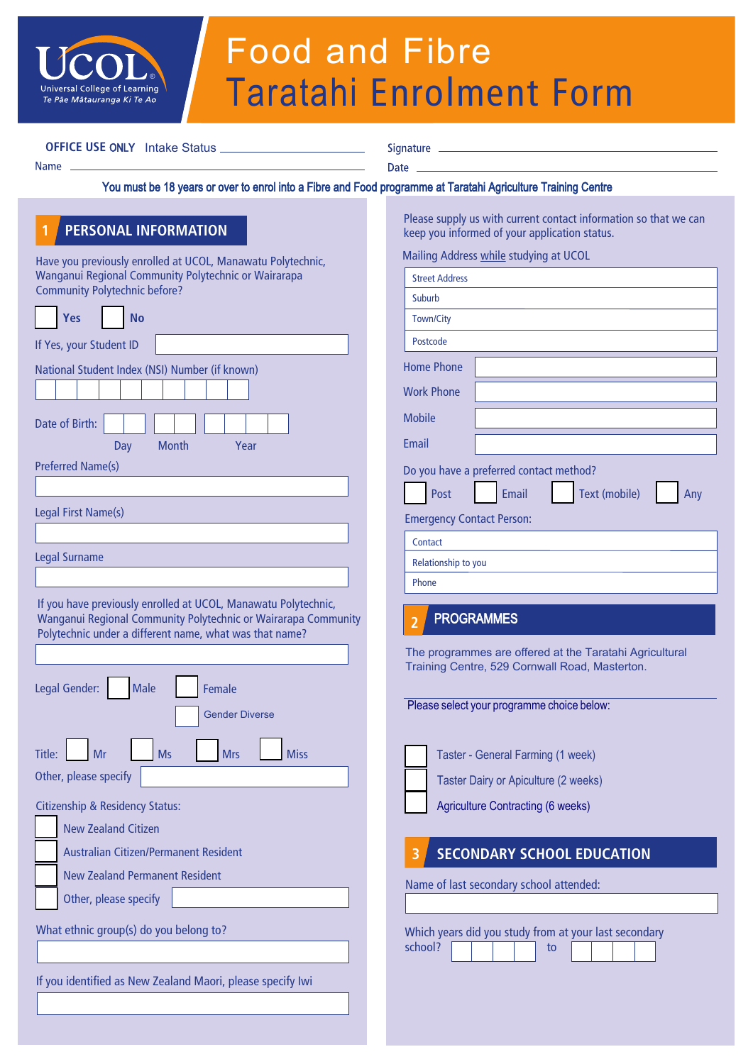UCOL
Universal College of Learning
Te Pae Mātauranga Ki Te Ao

# Food and Fibre Taratahi Enrolment Form

**OFFICE USE ONLY** Intake Status ____________________ Signature ____________________

Name ____________________ Date ____________________

**You must be 18 years or over to enrol into a Fibre and Food programme at Taratahi Agriculture Training Centre**

## 1 PERSONAL INFORMATION

Have you previously enrolled at UCOL, Manawatu Polytechnic, Wanganui Regional Community Polytechnic or Wairarapa Community Polytechnic before?

☐ Yes ☐ No

If Yes, your Student ID ____________________

National Student Index (NSI) Number (if known) ☐☐☐☐☐☐☐☐☐☐

Date of Birth: ☐☐ ☐☐ ☐☐☐☐
Day Month Year

Preferred Name(s) ____________________

Legal First Name(s) ____________________

Legal Surname ____________________

If you have previously enrolled at UCOL, Manawatu Polytechnic, Wanganui Regional Community Polytechnic or Wairarapa Community Polytechnic under a different name, what was that name?

____________________

Legal Gender: ☐ Male ☐ Female ☐ Gender Diverse

Title: ☐ Mr ☐ Ms ☐ Mrs ☐ Miss

Other, please specify ____________________

Citizenship & Residency Status:

- ☐ New Zealand Citizen
- ☐ Australian Citizen/Permanent Resident
- ☐ New Zealand Permanent Resident
- ☐ Other, please specify ____________________

What ethnic group(s) do you belong to?

____________________

If you identified as New Zealand Maori, please specify Iwi

____________________

Please supply us with current contact information so that we can keep you informed of your application status.

Mailing Address while studying at UCOL

| |
|---|
| Street Address |
| Suburb |
| Town/City |
| Postcode |

Home Phone ____________________

Work Phone ____________________

Mobile ____________________

Email ____________________

Do you have a preferred contact method?

☐ Post ☐ Email ☐ Text (mobile) ☐ Any

Emergency Contact Person:

| |
|---|
| Contact |
| Relationship to you |
| Phone |

## 2 PROGRAMMES

The programmes are offered at the Taratahi Agricultural Training Centre, 529 Cornwall Road, Masterton.

Please select your programme choice below:

- ☐ Taster - General Farming (1 week)
- ☐ Taster Dairy or Apiculture (2 weeks)
- ☐ Agriculture Contracting (6 weeks)

## 3 SECONDARY SCHOOL EDUCATION

Name of last secondary school attended:

____________________

Which years did you study from at your last secondary school? ☐☐☐☐ to ☐☐☐☐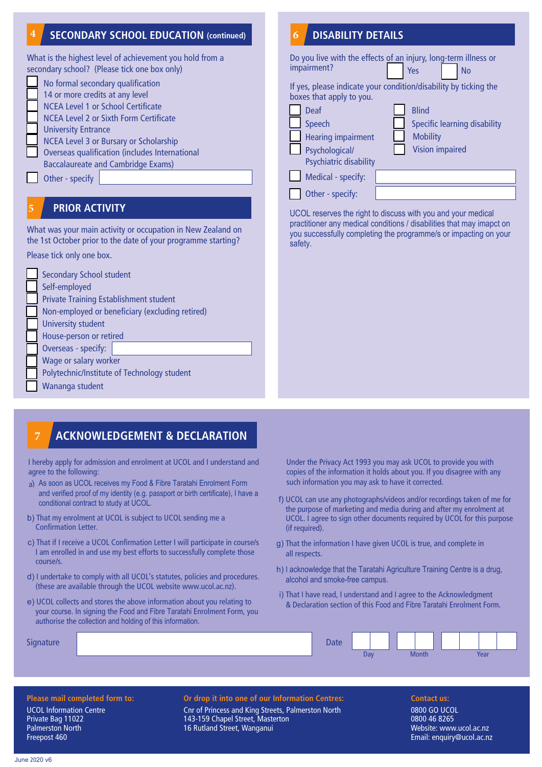## 4 SECONDARY SCHOOL EDUCATION (continued)

What is the highest level of achievement you hold from a secondary school? (Please tick one box only)

- ☐ No formal secondary qualification
- ☐ 14 or more credits at any level
- ☐ NCEA Level 1 or School Certificate
- ☐ NCEA Level 2 or Sixth Form Certificate
- ☐ University Entrance
- ☐ NCEA Level 3 or Bursary or Scholarship
- ☐ Overseas qualification (includes International Baccalaureate and Cambridge Exams)
- ☐ Other - specify ________

## 5 PRIOR ACTIVITY

What was your main activity or occupation in New Zealand on the 1st October prior to the date of your programme starting?

Please tick only one box.

- ☐ Secondary School student
- ☐ Self-employed
- ☐ Private Training Establishment student
- ☐ Non-employed or beneficiary (excluding retired)
- ☐ University student
- ☐ House-person or retired
- ☐ Overseas - specify: ________
- ☐ Wage or salary worker
- ☐ Polytechnic/Institute of Technology student
- ☐ Wananga student

## 6 DISABILITY DETAILS

Do you live with the effects of an injury, long-term illness or impairment? ☐ Yes ☐ No

If yes, please indicate your condition/disability by ticking the boxes that apply to you.

- ☐ Deaf
- ☐ Speech
- ☐ Hearing impairment
- ☐ Psychological/ Psychiatric disability
- ☐ Blind
- ☐ Specific learning disability
- ☐ Mobility
- ☐ Vision impaired
- ☐ Medical - specify: ________
- ☐ Other - specify: ________

UCOL reserves the right to discuss with you and your medical practitioner any medical conditions / disabilities that may imapct on you successfully completing the programme/s or impacting on your safety.

## 7 ACKNOWLEDGEMENT & DECLARATION

I hereby apply for admission and enrolment at UCOL and I understand and agree to the following:

a) As soon as UCOL receives my Food & Fibre Taratahi Enrolment Form and verified proof of my identity (e.g. passport or birth certificate), I have a conditional contract to study at UCOL.

b) That my enrolment at UCOL is subject to UCOL sending me a Confirmation Letter.

c) That if I receive a UCOL Confirmation Letter I will participate in course/s I am enrolled in and use my best efforts to successfully complete those course/s.

d) I undertake to comply with all UCOL's statutes, policies and procedures. (these are available through the UCOL website www.ucol.ac.nz).

e) UCOL collects and stores the above information about you relating to your course. In signing the Food and Fibre Taratahi Enrolment Form, you authorise the collection and holding of this information.

Under the Privacy Act 1993 you may ask UCOL to provide you with copies of the information it holds about you. If you disagree with any such information you may ask to have it corrected.

f) UCOL can use any photographs/videos and/or recordings taken of me for the purpose of marketing and media during and after my enrolment at UCOL. I agree to sign other documents required by UCOL for this purpose (if required).

g) That the information I have given UCOL is true, and complete in all respects.

h) I acknowledge that the Taratahi Agriculture Training Centre is a drug, alcohol and smoke-free campus.

i) That I have read, I understand and I agree to the Acknowledgment & Declaration section of this Food and Fibre Taratahi Enrolment Form.

Signature ________ Date ☐☐ Day ☐☐ Month ☐☐☐☐ Year

**Please mail completed form to:**
UCOL Information Centre
Private Bag 11022
Palmerston North
Freepost 460

**Or drop it into one of our Information Centres:**
Cnr of Princess and King Streets, Palmerston North
143-159 Chapel Street, Masterton
16 Rutland Street, Wanganui

**Contact us:**
0800 GO UCOL
0800 46 8265
Website: www.ucol.ac.nz
Email: enquiry@ucol.ac.nz

June 2020 v6